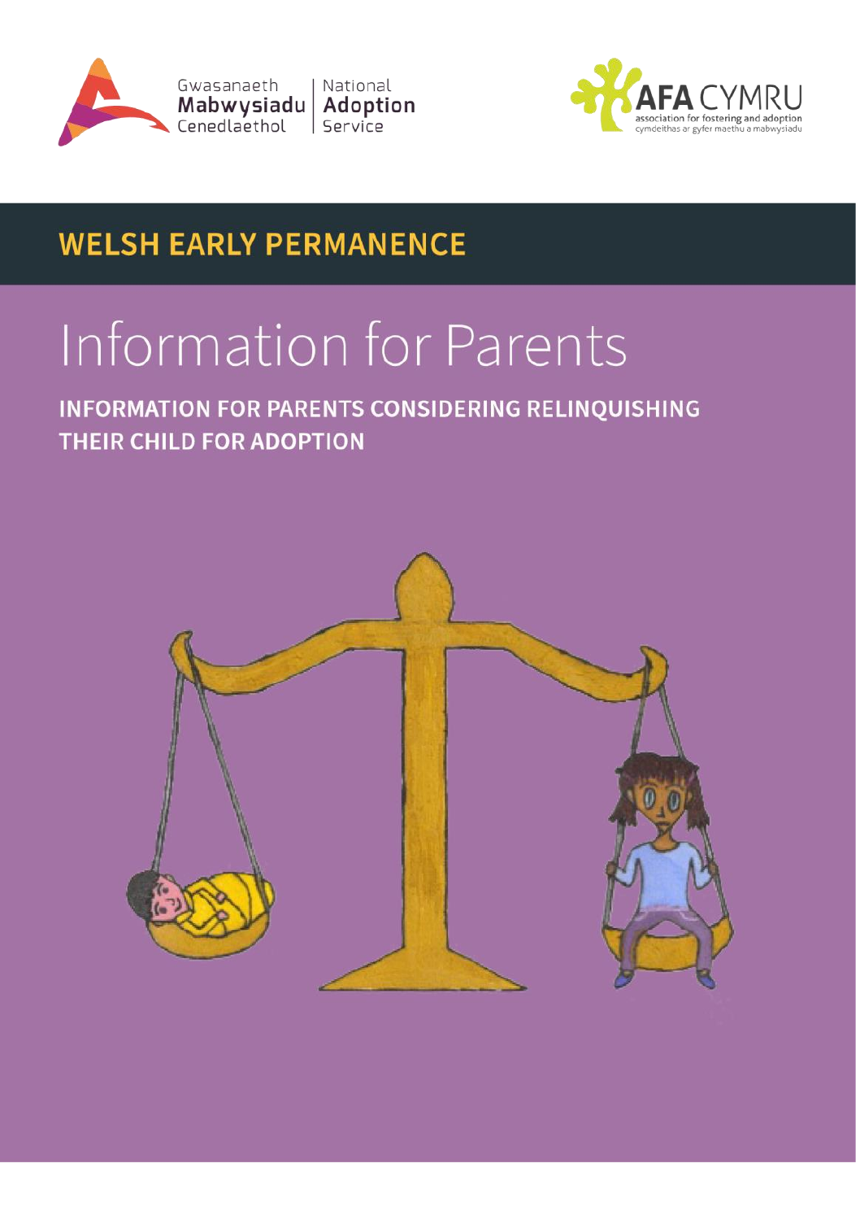Gwasanaeth Mabwysiadu Cenedlaethol | National Adoption Service

AFA CYMRU
association for fostering and adoption
cymdeithas ar gyfer maethu a mabwysiadu

**WELSH EARLY PERMANENCE**

# Information for Parents

## INFORMATION FOR PARENTS CONSIDERING RELINQUISHING THEIR CHILD FOR ADOPTION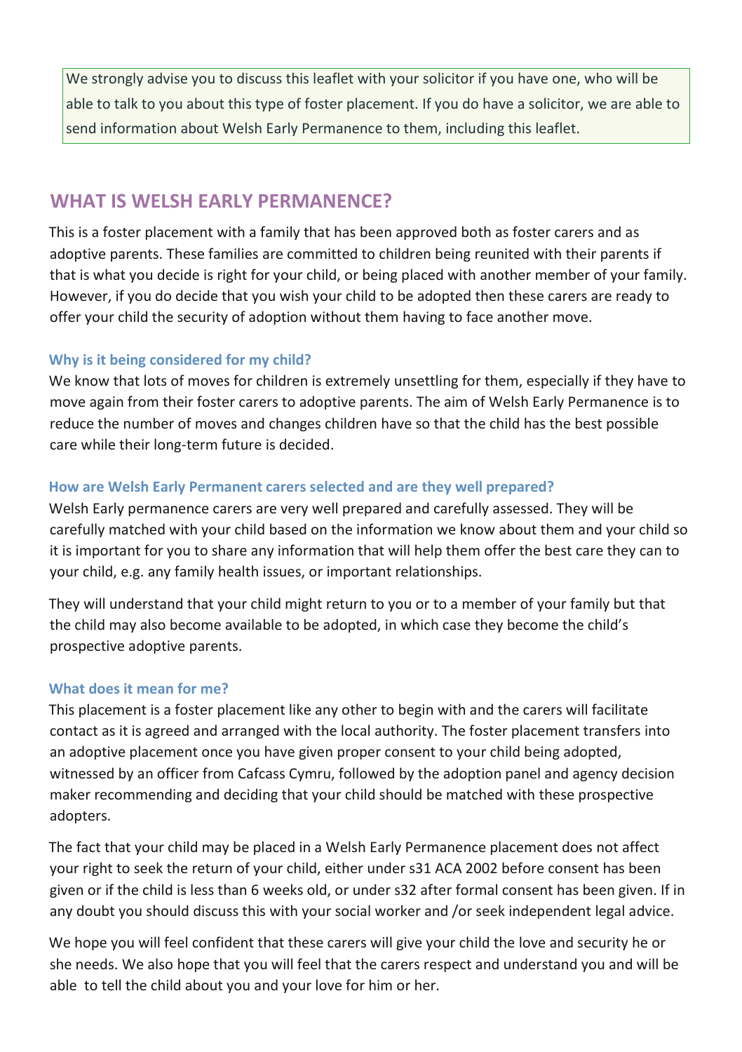We strongly advise you to discuss this leaflet with your solicitor if you have one, who will be able to talk to you about this type of foster placement. If you do have a solicitor, we are able to send information about Welsh Early Permanence to them, including this leaflet.

## WHAT IS WELSH EARLY PERMANENCE?

This is a foster placement with a family that has been approved both as foster carers and as adoptive parents. These families are committed to children being reunited with their parents if that is what you decide is right for your child, or being placed with another member of your family. However, if you do decide that you wish your child to be adopted then these carers are ready to offer your child the security of adoption without them having to face another move.

### Why is it being considered for my child?

We know that lots of moves for children is extremely unsettling for them, especially if they have to move again from their foster carers to adoptive parents. The aim of Welsh Early Permanence is to reduce the number of moves and changes children have so that the child has the best possible care while their long-term future is decided.

### How are Welsh Early Permanent carers selected and are they well prepared?

Welsh Early permanence carers are very well prepared and carefully assessed. They will be carefully matched with your child based on the information we know about them and your child so it is important for you to share any information that will help them offer the best care they can to your child, e.g. any family health issues, or important relationships.

They will understand that your child might return to you or to a member of your family but that the child may also become available to be adopted, in which case they become the child's prospective adoptive parents.

### What does it mean for me?

This placement is a foster placement like any other to begin with and the carers will facilitate contact as it is agreed and arranged with the local authority. The foster placement transfers into an adoptive placement once you have given proper consent to your child being adopted, witnessed by an officer from Cafcass Cymru, followed by the adoption panel and agency decision maker recommending and deciding that your child should be matched with these prospective adopters.

The fact that your child may be placed in a Welsh Early Permanence placement does not affect your right to seek the return of your child, either under s31 ACA 2002 before consent has been given or if the child is less than 6 weeks old, or under s32 after formal consent has been given. If in any doubt you should discuss this with your social worker and /or seek independent legal advice.

We hope you will feel confident that these carers will give your child the love and security he or she needs. We also hope that you will feel that the carers respect and understand you and will be able to tell the child about you and your love for him or her.